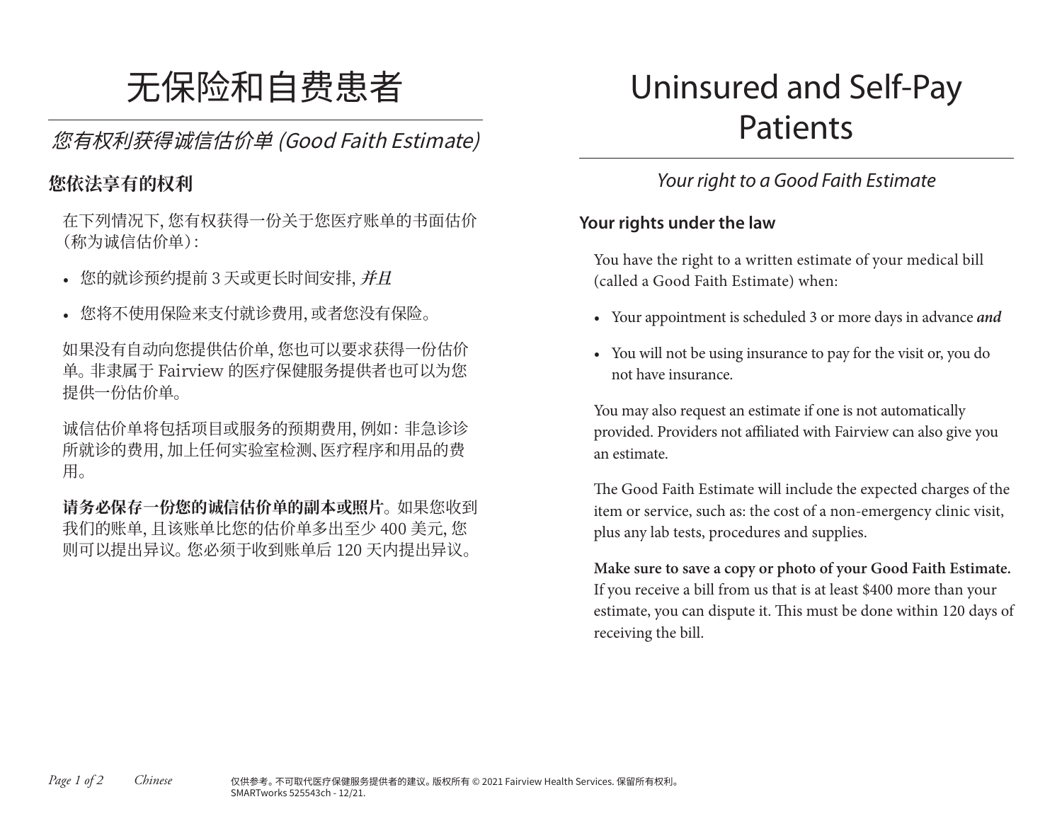# 无保险和自费患者

*您有权利获得诚信估价单 (Good Faith Estimate)*

## 您依法享有的权利

在下列情况下, 您有权获得一份关于您医疗账单的书面估价 (称为诚信估价单) :

- 您的就诊预约提前 3 天或更长时间安排, ***并且***
- 您将不使用保险来支付就诊费用, 或者您没有保险。

如果没有自动向您提供估价单, 您也可以要求获得一份估价单。非隶属于 Fairview 的医疗保健服务提供者也可以为您提供一份估价单。

诚信估价单将包括项目或服务的预期费用, 例如: 非急诊诊所就诊的费用, 加上任何实验室检测、医疗程序和用品的费用。

**请务必保存一份您的诚信估价单的副本或照片**。如果您收到我们的账单, 且该账单比您的估价单多出至少 400 美元, 您则可以提出异议。您必须于收到账单后 120 天内提出异议。

# Uninsured and Self-Pay Patients

*Your right to a Good Faith Estimate*

## Your rights under the law

You have the right to a written estimate of your medical bill (called a Good Faith Estimate) when:

- Your appointment is scheduled 3 or more days in advance ***and***
- You will not be using insurance to pay for the visit or, you do not have insurance.

You may also request an estimate if one is not automatically provided. Providers not affiliated with Fairview can also give you an estimate.

The Good Faith Estimate will include the expected charges of the item or service, such as: the cost of a non-emergency clinic visit, plus any lab tests, procedures and supplies.

**Make sure to save a copy or photo of your Good Faith Estimate.** If you receive a bill from us that is at least $400 more than your estimate, you can dispute it. This must be done within 120 days of receiving the bill.

*Chinese*

仅供参考。不可取代医疗保健服务提供者的建议。版权所有 © 2021 Fairview Health Services. 保留所有权利。
SMARTworks 525543ch - 12/21.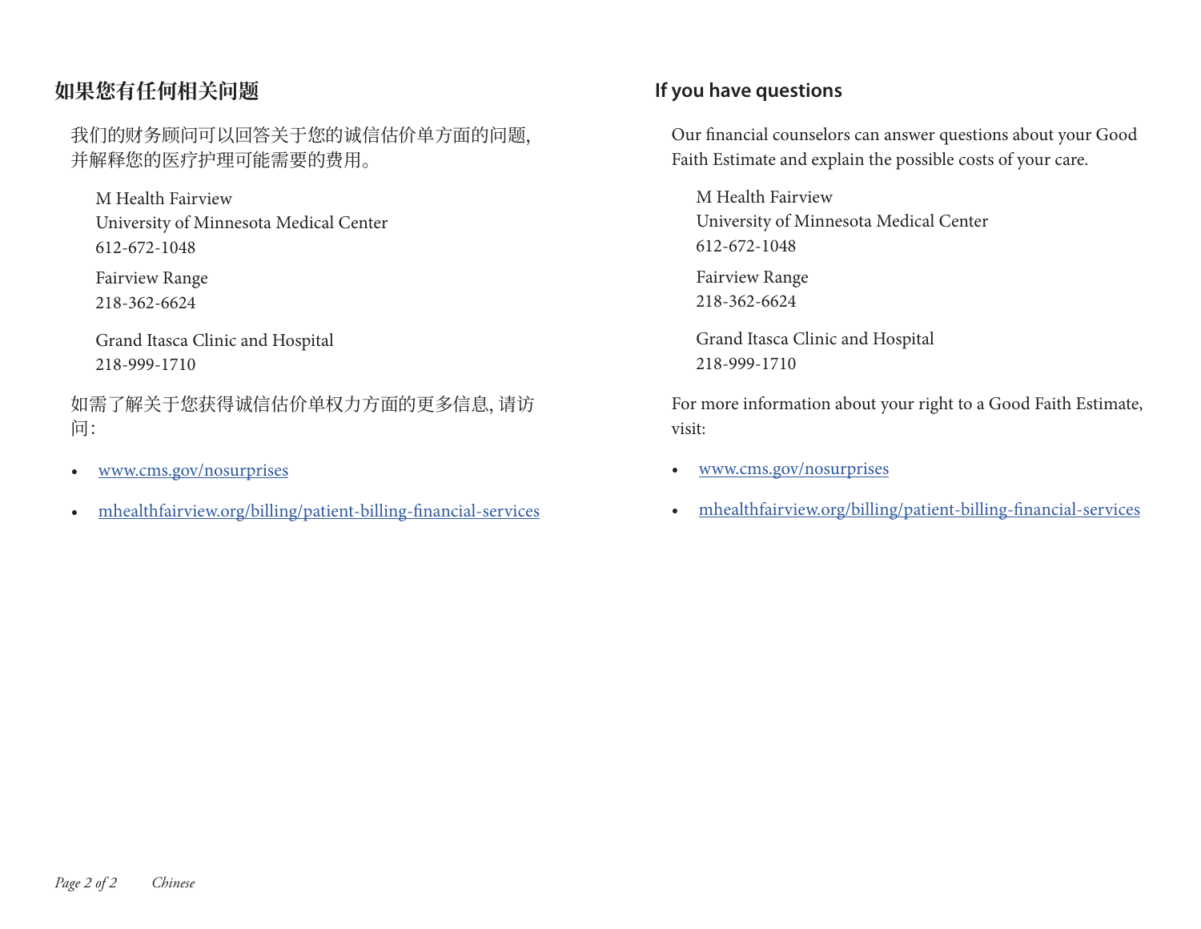## 如果您有任何相关问题

我们的财务顾问可以回答关于您的诚信估价单方面的问题, 并解释您的医疗护理可能需要的费用。

M Health Fairview
University of Minnesota Medical Center
612-672-1048

Fairview Range
218-362-6624

Grand Itasca Clinic and Hospital
218-999-1710

如需了解关于您获得诚信估价单权力方面的更多信息, 请访问:

- www.cms.gov/nosurprises
- mhealthfairview.org/billing/patient-billing-financial-services

## If you have questions

Our financial counselors can answer questions about your Good Faith Estimate and explain the possible costs of your care.

M Health Fairview
University of Minnesota Medical Center
612-672-1048

Fairview Range
218-362-6624

Grand Itasca Clinic and Hospital
218-999-1710

For more information about your right to a Good Faith Estimate, visit:

- www.cms.gov/nosurprises
- mhealthfairview.org/billing/patient-billing-financial-services